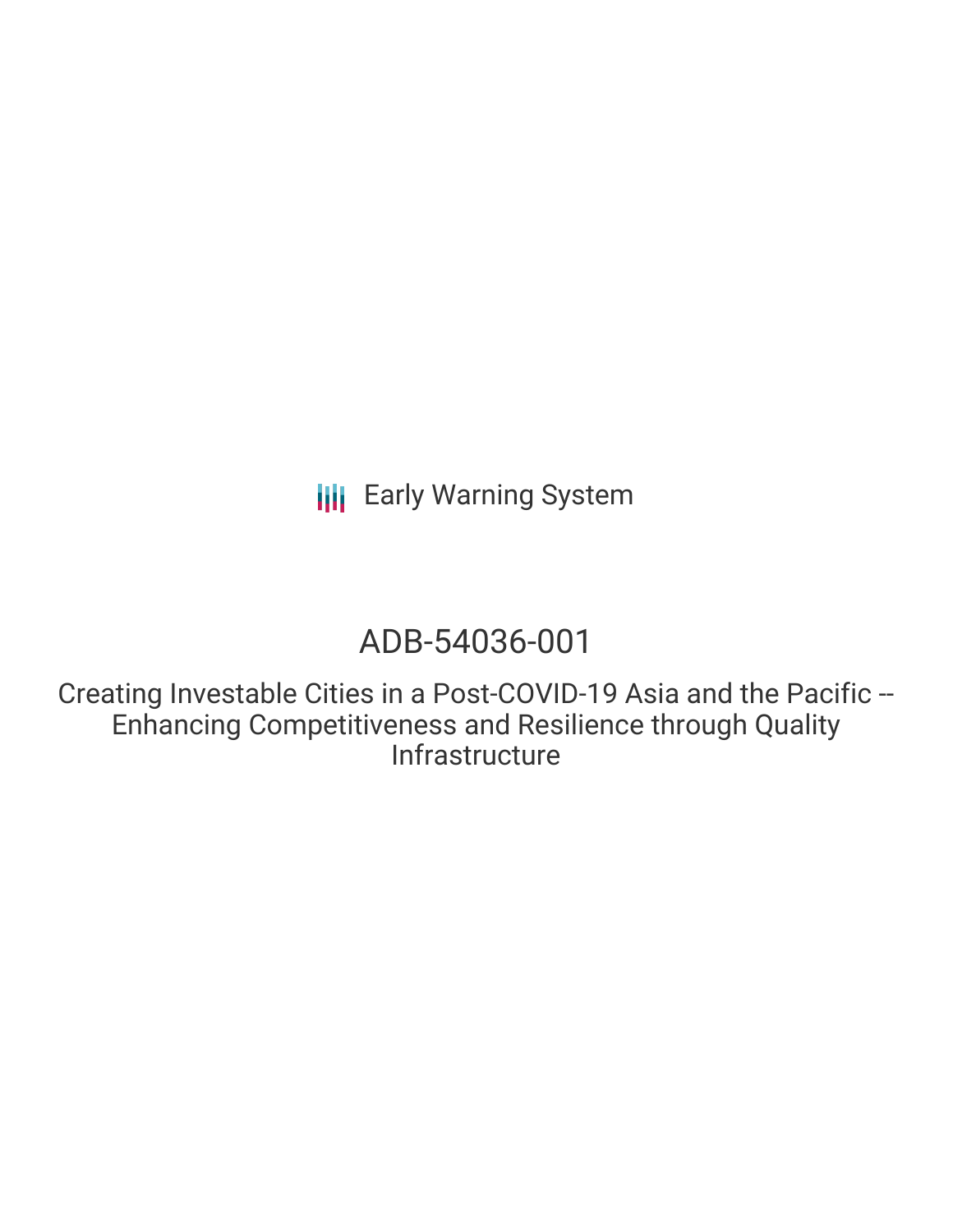Early Warning System

# ADB-54036-001

## Creating Investable Cities in a Post-COVID-19 Asia and the Pacific -- Enhancing Competitiveness and Resilience through Quality Infrastructure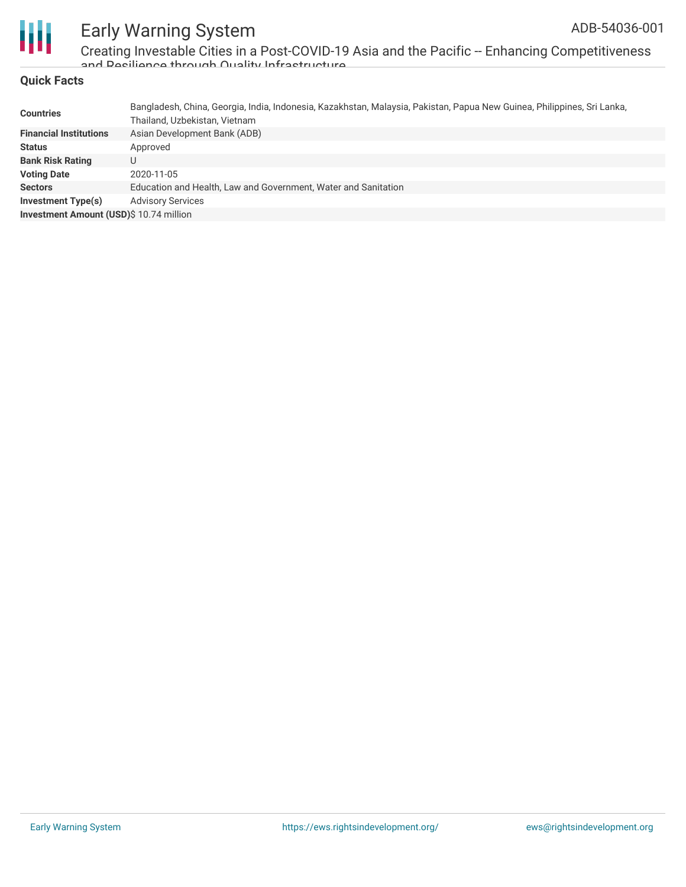## Quick Facts

| | |
|---|---|
| **Countries** | Bangladesh, China, Georgia, India, Indonesia, Kazakhstan, Malaysia, Pakistan, Papua New Guinea, Philippines, Sri Lanka, Thailand, Uzbekistan, Vietnam |
| **Financial Institutions** | Asian Development Bank (ADB) |
| **Status** | Approved |
| **Bank Risk Rating** | U |
| **Voting Date** | 2020-11-05 |
| **Sectors** | Education and Health, Law and Government, Water and Sanitation |
| **Investment Type(s)** | Advisory Services |
| **Investment Amount (USD)** | $ 10.74 million |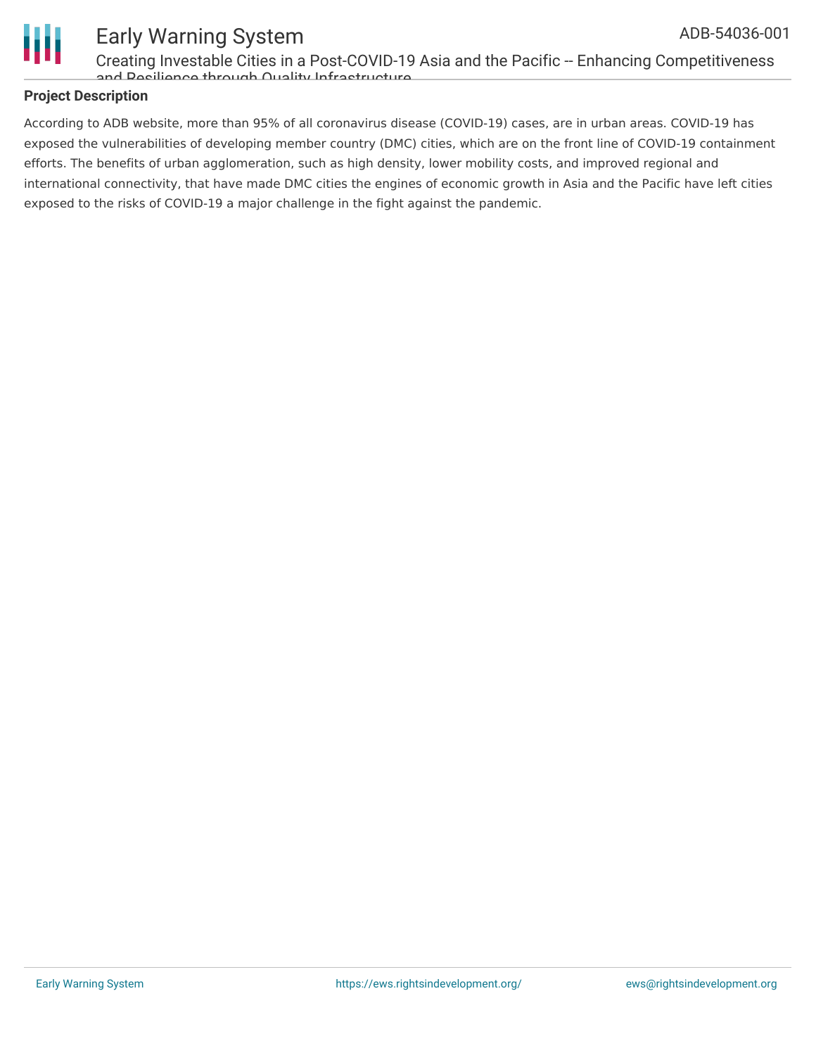## Project Description

According to ADB website, more than 95% of all coronavirus disease (COVID-19) cases, are in urban areas. COVID-19 has exposed the vulnerabilities of developing member country (DMC) cities, which are on the front line of COVID-19 containment efforts. The benefits of urban agglomeration, such as high density, lower mobility costs, and improved regional and international connectivity, that have made DMC cities the engines of economic growth in Asia and the Pacific have left cities exposed to the risks of COVID-19 a major challenge in the fight against the pandemic.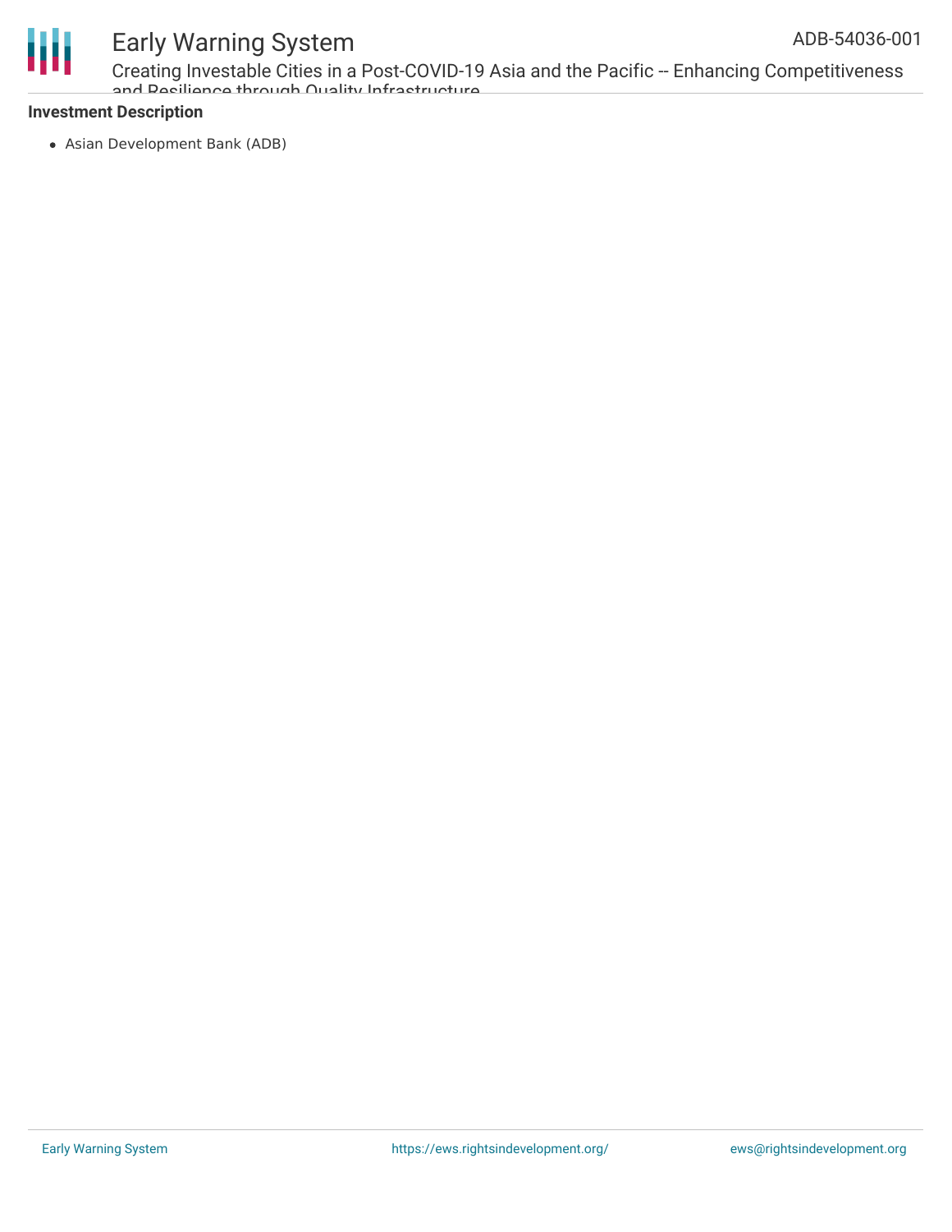### Investment Description

- Asian Development Bank (ADB)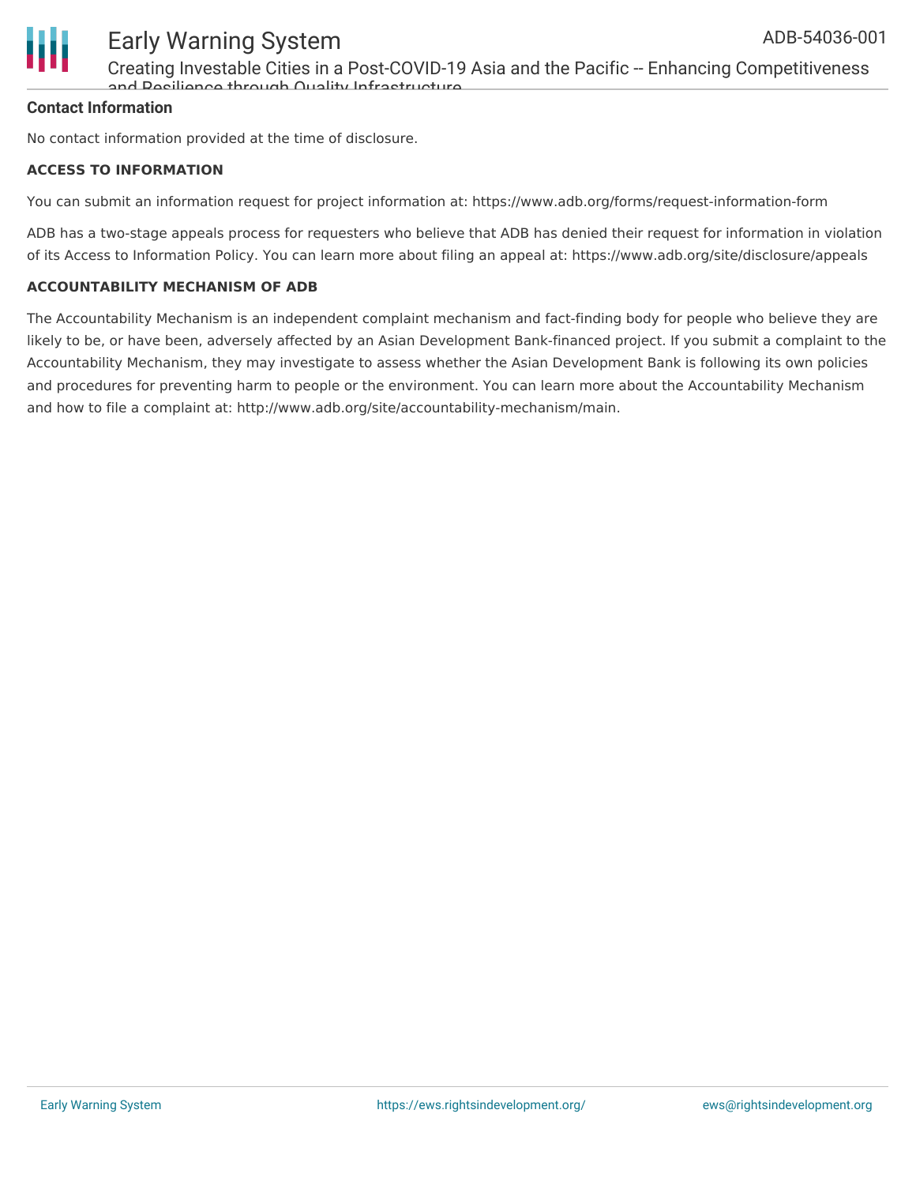**Contact Information**

No contact information provided at the time of disclosure.

**ACCESS TO INFORMATION**

You can submit an information request for project information at: https://www.adb.org/forms/request-information-form

ADB has a two-stage appeals process for requesters who believe that ADB has denied their request for information in violation of its Access to Information Policy. You can learn more about filing an appeal at: https://www.adb.org/site/disclosure/appeals

**ACCOUNTABILITY MECHANISM OF ADB**

The Accountability Mechanism is an independent complaint mechanism and fact-finding body for people who believe they are likely to be, or have been, adversely affected by an Asian Development Bank-financed project. If you submit a complaint to the Accountability Mechanism, they may investigate to assess whether the Asian Development Bank is following its own policies and procedures for preventing harm to people or the environment. You can learn more about the Accountability Mechanism and how to file a complaint at: http://www.adb.org/site/accountability-mechanism/main.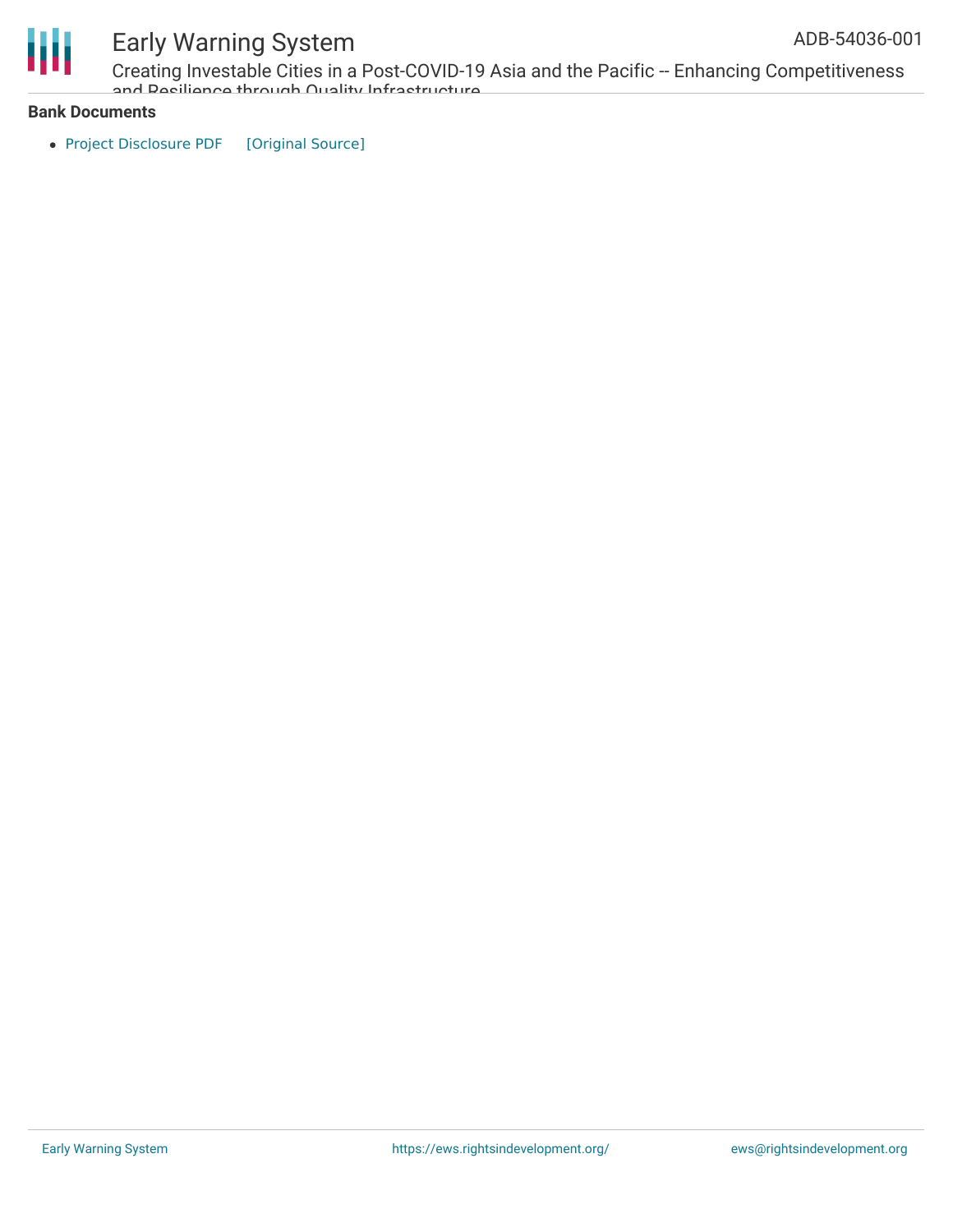**Bank Documents**

- Project Disclosure PDF [Original Source]